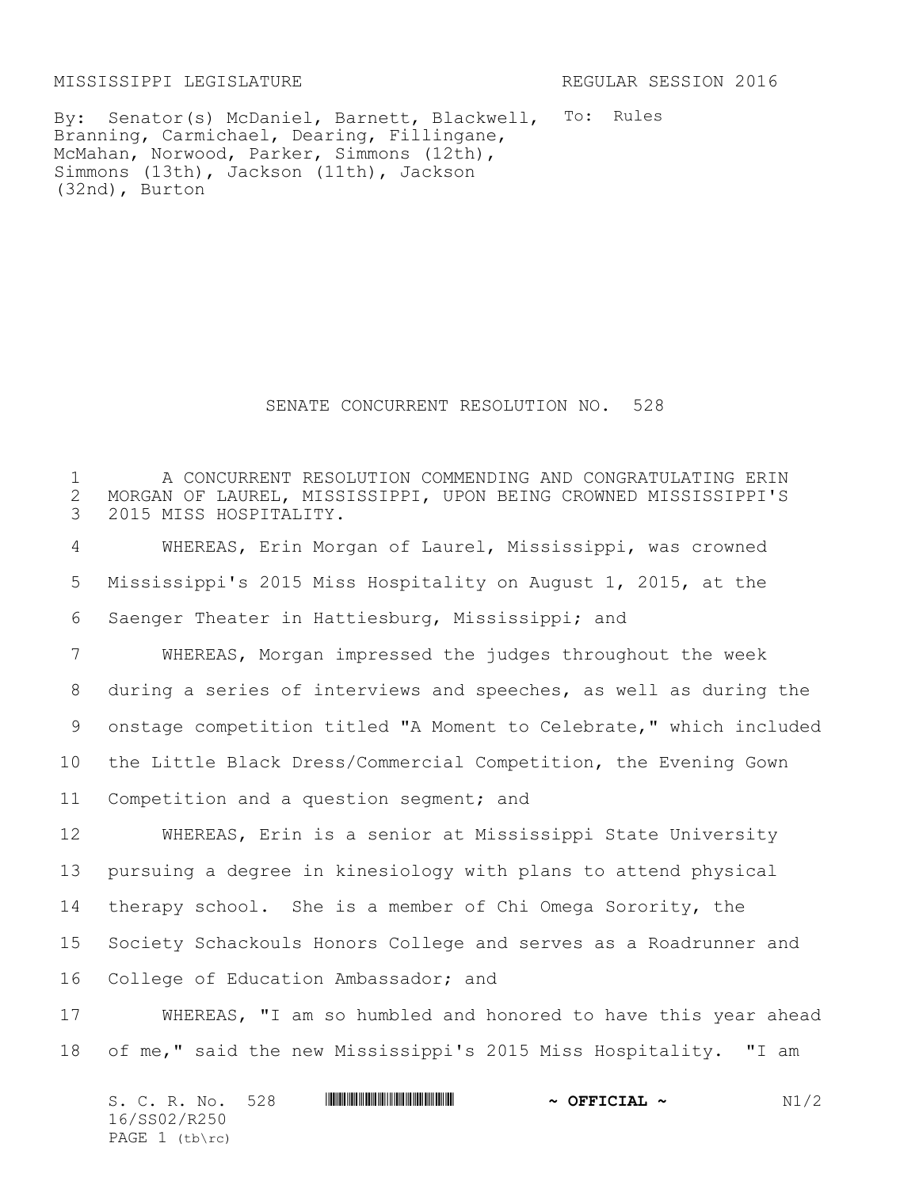MISSISSIPPI LEGISLATURE REGULAR SESSION 2016

By: Senator(s) McDaniel, Barnett, Blackwell, Branning, Carmichael, Dearing, Fillingane, McMahan, Norwood, Parker, Simmons (12th), Simmons (13th), Jackson (11th), Jackson (32nd), Burton

To: Rules

# SENATE CONCURRENT RESOLUTION NO. 528

A CONCURRENT RESOLUTION COMMENDING AND CONGRATULATING ERIN MORGAN OF LAUREL, MISSISSIPPI, UPON BEING CROWNED MISSISSIPPI'S 2015 MISS HOSPITALITY.

WHEREAS, Erin Morgan of Laurel, Mississippi, was crowned Mississippi's 2015 Miss Hospitality on August 1, 2015, at the Saenger Theater in Hattiesburg, Mississippi; and

WHEREAS, Morgan impressed the judges throughout the week during a series of interviews and speeches, as well as during the onstage competition titled "A Moment to Celebrate," which included the Little Black Dress/Commercial Competition, the Evening Gown Competition and a question segment; and

WHEREAS, Erin is a senior at Mississippi State University pursuing a degree in kinesiology with plans to attend physical therapy school. She is a member of Chi Omega Sorority, the Society Schackouls Honors College and serves as a Roadrunner and College of Education Ambassador; and

WHEREAS, "I am so humbled and honored to have this year ahead of me," said the new Mississippi's 2015 Miss Hospitality. "I am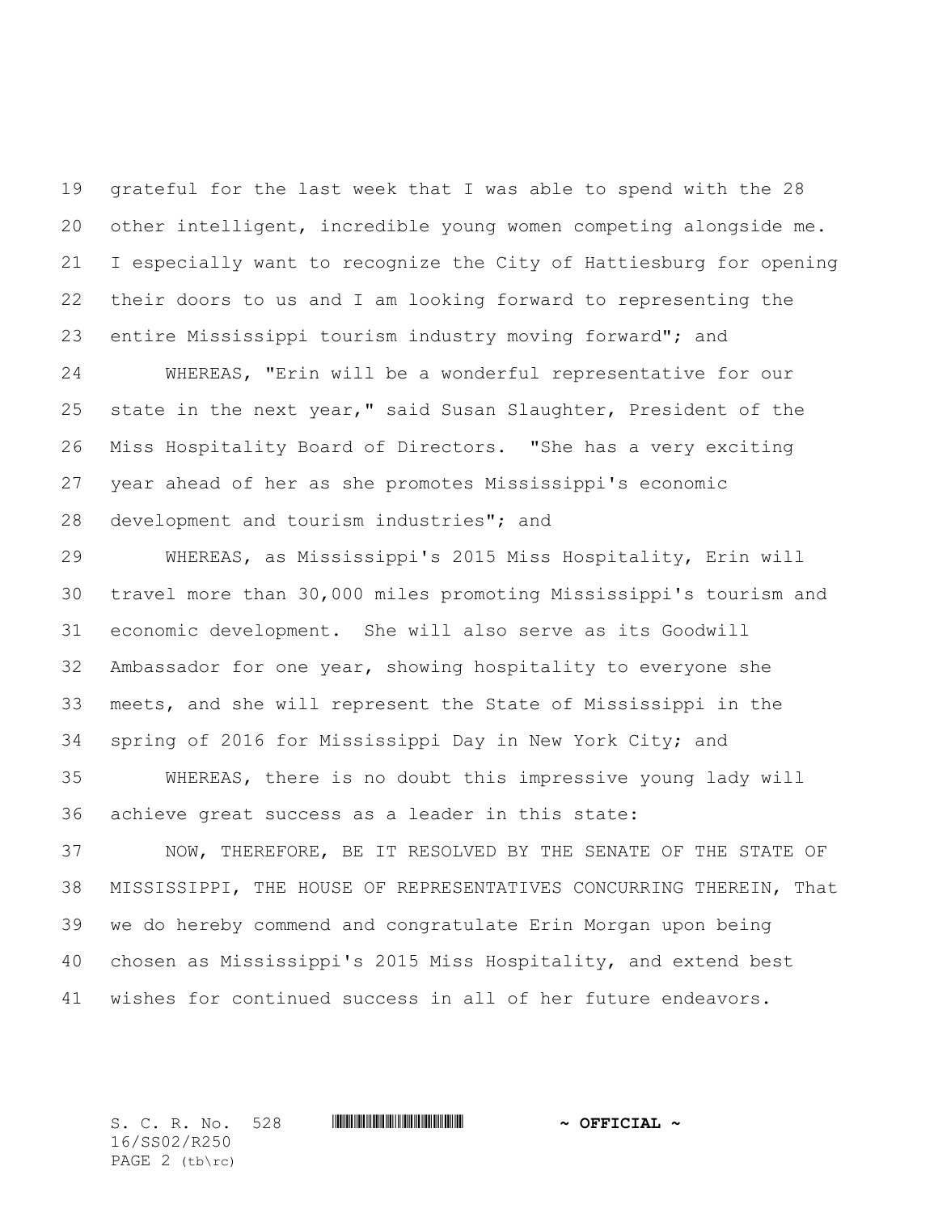grateful for the last week that I was able to spend with the 28 other intelligent, incredible young women competing alongside me. I especially want to recognize the City of Hattiesburg for opening their doors to us and I am looking forward to representing the entire Mississippi tourism industry moving forward"; and

WHEREAS, "Erin will be a wonderful representative for our state in the next year," said Susan Slaughter, President of the Miss Hospitality Board of Directors. "She has a very exciting year ahead of her as she promotes Mississippi's economic development and tourism industries"; and

WHEREAS, as Mississippi's 2015 Miss Hospitality, Erin will travel more than 30,000 miles promoting Mississippi's tourism and economic development. She will also serve as its Goodwill Ambassador for one year, showing hospitality to everyone she meets, and she will represent the State of Mississippi in the spring of 2016 for Mississippi Day in New York City; and

WHEREAS, there is no doubt this impressive young lady will achieve great success as a leader in this state:

NOW, THEREFORE, BE IT RESOLVED BY THE SENATE OF THE STATE OF MISSISSIPPI, THE HOUSE OF REPRESENTATIVES CONCURRING THEREIN, That we do hereby commend and congratulate Erin Morgan upon being chosen as Mississippi's 2015 Miss Hospitality, and extend best wishes for continued success in all of her future endeavors.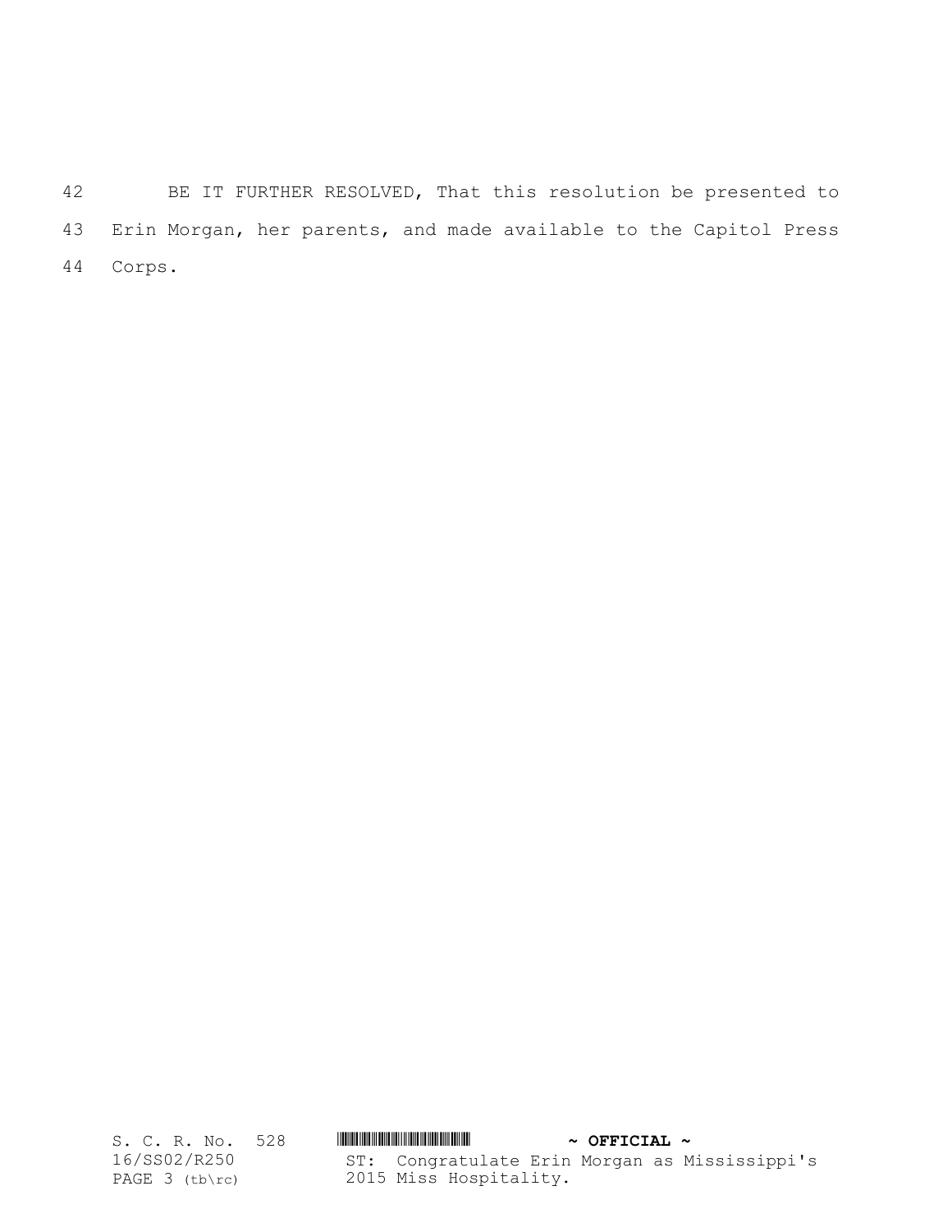BE IT FURTHER RESOLVED, That this resolution be presented to Erin Morgan, her parents, and made available to the Capitol Press Corps.